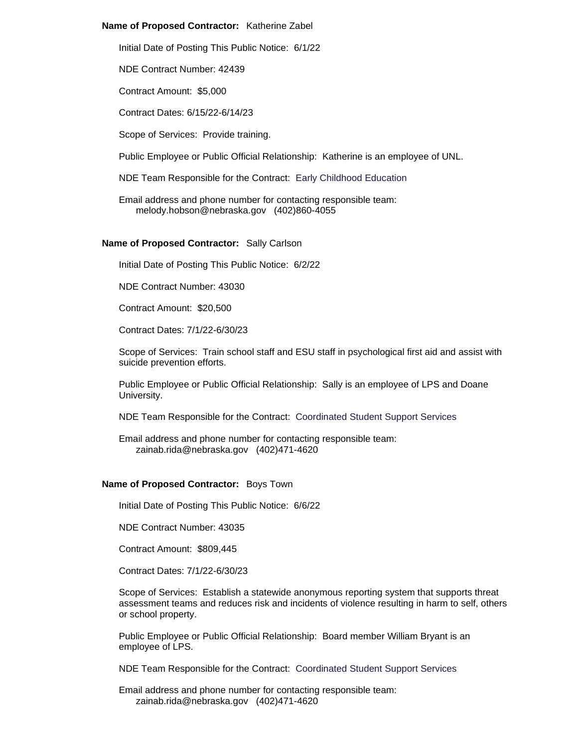**Name of Proposed Contractor:** Katherine Zabel

Initial Date of Posting This Public Notice: 6/1/22

NDE Contract Number: 42439

Contract Amount: $5,000

Contract Dates: 6/15/22-6/14/23

Scope of Services: Provide training.

Public Employee or Public Official Relationship: Katherine is an employee of UNL.

NDE Team Responsible for the Contract: Early Childhood Education

Email address and phone number for contacting responsible team:
melody.hobson@nebraska.gov (402)860-4055

**Name of Proposed Contractor:** Sally Carlson

Initial Date of Posting This Public Notice: 6/2/22

NDE Contract Number: 43030

Contract Amount: $20,500

Contract Dates: 7/1/22-6/30/23

Scope of Services: Train school staff and ESU staff in psychological first aid and assist with suicide prevention efforts.

Public Employee or Public Official Relationship: Sally is an employee of LPS and Doane University.

NDE Team Responsible for the Contract: Coordinated Student Support Services

Email address and phone number for contacting responsible team:
zainab.rida@nebraska.gov (402)471-4620

**Name of Proposed Contractor:** Boys Town

Initial Date of Posting This Public Notice: 6/6/22

NDE Contract Number: 43035

Contract Amount: $809,445

Contract Dates: 7/1/22-6/30/23

Scope of Services: Establish a statewide anonymous reporting system that supports threat assessment teams and reduces risk and incidents of violence resulting in harm to self, others or school property.

Public Employee or Public Official Relationship: Board member William Bryant is an employee of LPS.

NDE Team Responsible for the Contract: Coordinated Student Support Services

Email address and phone number for contacting responsible team:
zainab.rida@nebraska.gov (402)471-4620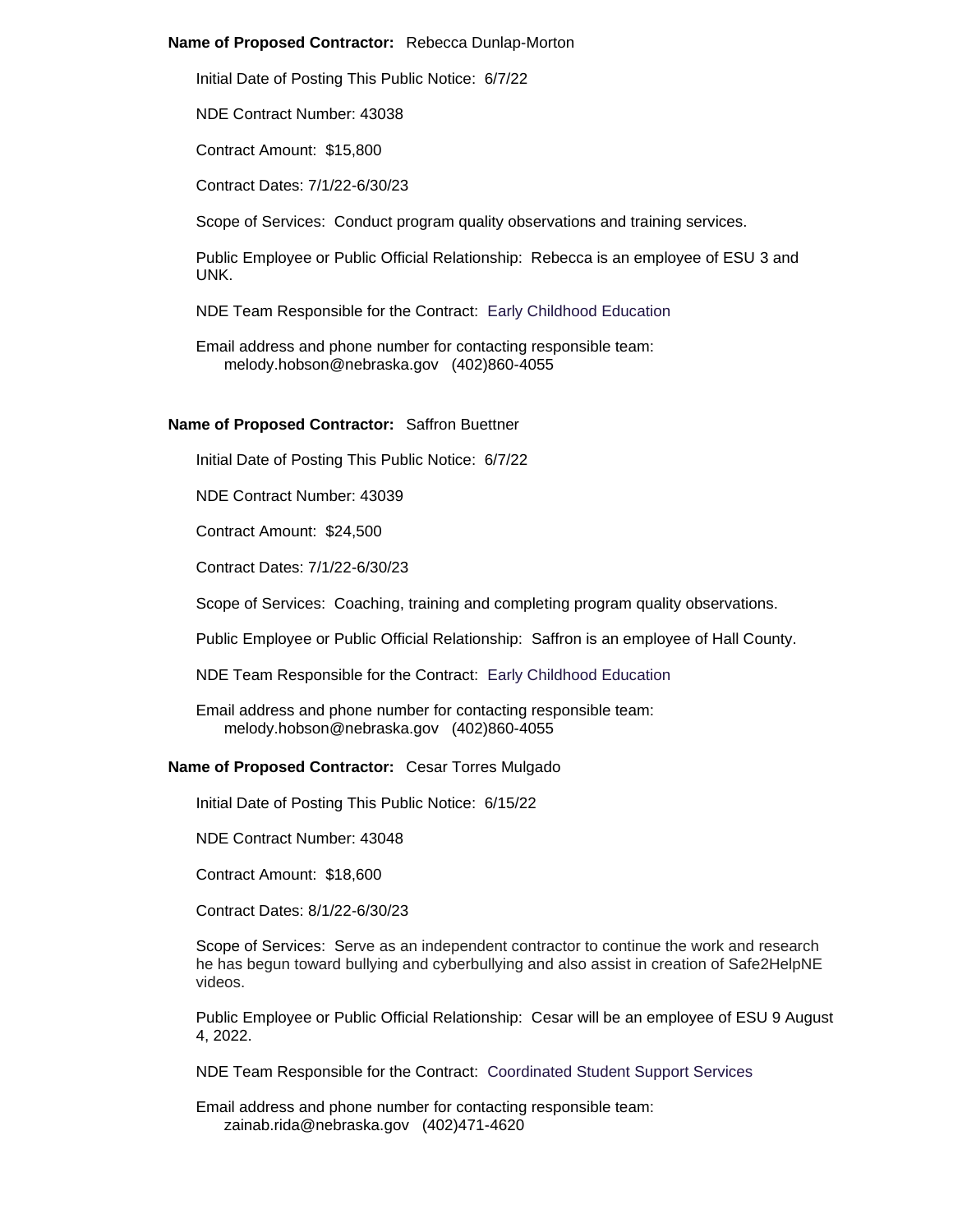**Name of Proposed Contractor:** Rebecca Dunlap-Morton

Initial Date of Posting This Public Notice: 6/7/22

NDE Contract Number: 43038

Contract Amount: $15,800

Contract Dates: 7/1/22-6/30/23

Scope of Services: Conduct program quality observations and training services.

Public Employee or Public Official Relationship: Rebecca is an employee of ESU 3 and UNK.

NDE Team Responsible for the Contract: Early Childhood Education

Email address and phone number for contacting responsible team:
melody.hobson@nebraska.gov (402)860-4055

**Name of Proposed Contractor:** Saffron Buettner

Initial Date of Posting This Public Notice: 6/7/22

NDE Contract Number: 43039

Contract Amount: $24,500

Contract Dates: 7/1/22-6/30/23

Scope of Services: Coaching, training and completing program quality observations.

Public Employee or Public Official Relationship: Saffron is an employee of Hall County.

NDE Team Responsible for the Contract: Early Childhood Education

Email address and phone number for contacting responsible team:
melody.hobson@nebraska.gov (402)860-4055

**Name of Proposed Contractor:** Cesar Torres Mulgado

Initial Date of Posting This Public Notice: 6/15/22

NDE Contract Number: 43048

Contract Amount: $18,600

Contract Dates: 8/1/22-6/30/23

Scope of Services: Serve as an independent contractor to continue the work and research he has begun toward bullying and cyberbullying and also assist in creation of Safe2HelpNE videos.

Public Employee or Public Official Relationship: Cesar will be an employee of ESU 9 August 4, 2022.

NDE Team Responsible for the Contract: Coordinated Student Support Services

Email address and phone number for contacting responsible team:
zainab.rida@nebraska.gov (402)471-4620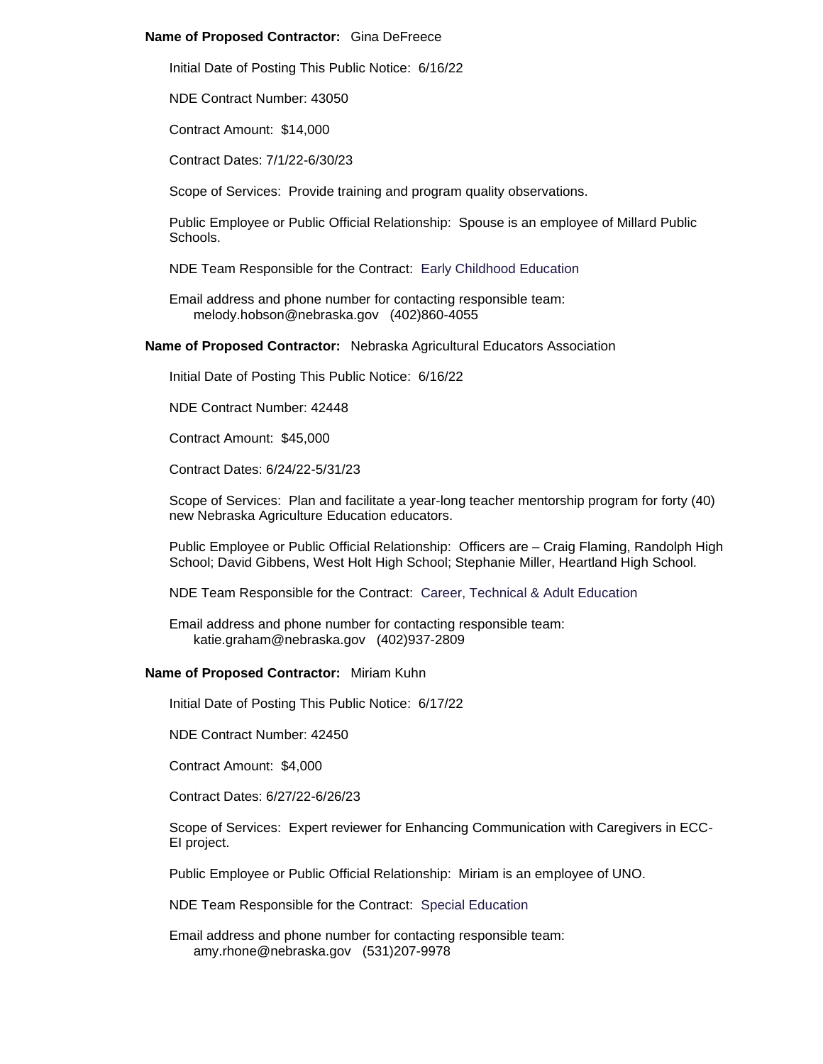**Name of Proposed Contractor:** Gina DeFreece

Initial Date of Posting This Public Notice: 6/16/22

NDE Contract Number: 43050

Contract Amount: $14,000

Contract Dates: 7/1/22-6/30/23

Scope of Services: Provide training and program quality observations.

Public Employee or Public Official Relationship: Spouse is an employee of Millard Public Schools.

NDE Team Responsible for the Contract: Early Childhood Education

Email address and phone number for contacting responsible team:
melody.hobson@nebraska.gov (402)860-4055

**Name of Proposed Contractor:** Nebraska Agricultural Educators Association

Initial Date of Posting This Public Notice: 6/16/22

NDE Contract Number: 42448

Contract Amount: $45,000

Contract Dates: 6/24/22-5/31/23

Scope of Services: Plan and facilitate a year-long teacher mentorship program for forty (40) new Nebraska Agriculture Education educators.

Public Employee or Public Official Relationship: Officers are – Craig Flaming, Randolph High School; David Gibbens, West Holt High School; Stephanie Miller, Heartland High School.

NDE Team Responsible for the Contract: Career, Technical & Adult Education

Email address and phone number for contacting responsible team:
katie.graham@nebraska.gov (402)937-2809

**Name of Proposed Contractor:** Miriam Kuhn

Initial Date of Posting This Public Notice: 6/17/22

NDE Contract Number: 42450

Contract Amount: $4,000

Contract Dates: 6/27/22-6/26/23

Scope of Services: Expert reviewer for Enhancing Communication with Caregivers in ECC-EI project.

Public Employee or Public Official Relationship: Miriam is an employee of UNO.

NDE Team Responsible for the Contract: Special Education

Email address and phone number for contacting responsible team:
amy.rhone@nebraska.gov (531)207-9978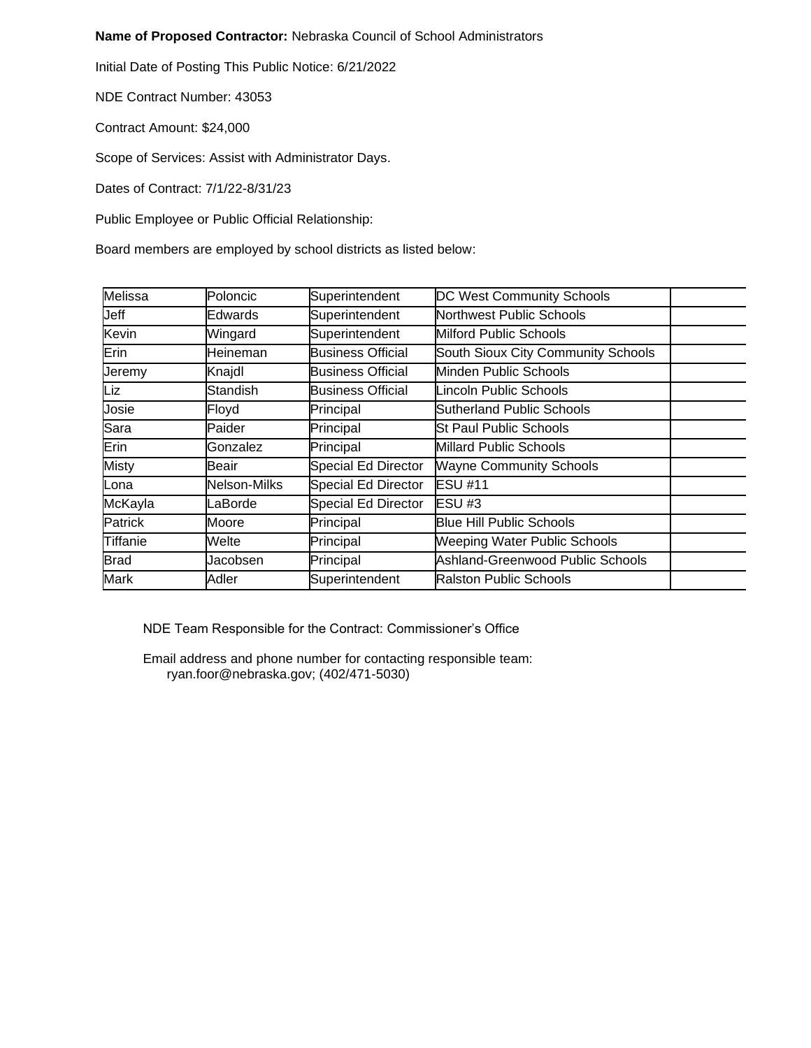**Name of Proposed Contractor:** Nebraska Council of School Administrators

Initial Date of Posting This Public Notice: 6/21/2022

NDE Contract Number: 43053

Contract Amount: $24,000

Scope of Services: Assist with Administrator Days.

Dates of Contract: 7/1/22-8/31/23

Public Employee or Public Official Relationship:

Board members are employed by school districts as listed below:

| | | | | |
|---|---|---|---|---|
| Melissa | Poloncic | Superintendent | DC West Community Schools | |
| Jeff | Edwards | Superintendent | Northwest Public Schools | |
| Kevin | Wingard | Superintendent | Milford Public Schools | |
| Erin | Heineman | Business Official | South Sioux City Community Schools | |
| Jeremy | Knajdl | Business Official | Minden Public Schools | |
| Liz | Standish | Business Official | Lincoln Public Schools | |
| Josie | Floyd | Principal | Sutherland Public Schools | |
| Sara | Paider | Principal | St Paul Public Schools | |
| Erin | Gonzalez | Principal | Millard Public Schools | |
| Misty | Beair | Special Ed Director | Wayne Community Schools | |
| Lona | Nelson-Milks | Special Ed Director | ESU #11 | |
| McKayla | LaBorde | Special Ed Director | ESU #3 | |
| Patrick | Moore | Principal | Blue Hill Public Schools | |
| Tiffanie | Welte | Principal | Weeping Water Public Schools | |
| Brad | Jacobsen | Principal | Ashland-Greenwood Public Schools | |
| Mark | Adler | Superintendent | Ralston Public Schools | |

NDE Team Responsible for the Contract: Commissioner's Office

Email address and phone number for contacting responsible team:
ryan.foor@nebraska.gov; (402/471-5030)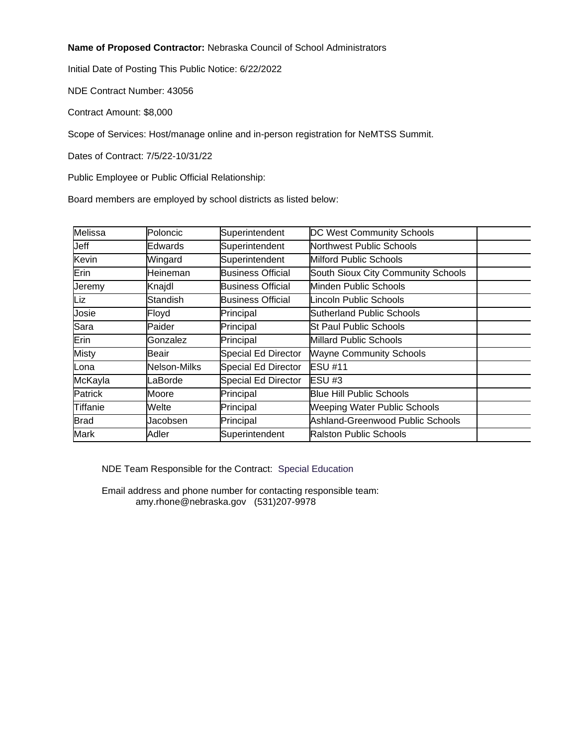**Name of Proposed Contractor:** Nebraska Council of School Administrators

Initial Date of Posting This Public Notice: 6/22/2022

NDE Contract Number: 43056

Contract Amount: $8,000

Scope of Services: Host/manage online and in-person registration for NeMTSS Summit.

Dates of Contract: 7/5/22-10/31/22

Public Employee or Public Official Relationship:

Board members are employed by school districts as listed below:

| | | | | |
|---|---|---|---|---|
| Melissa | Poloncic | Superintendent | DC West Community Schools | |
| Jeff | Edwards | Superintendent | Northwest Public Schools | |
| Kevin | Wingard | Superintendent | Milford Public Schools | |
| Erin | Heineman | Business Official | South Sioux City Community Schools | |
| Jeremy | Knajdl | Business Official | Minden Public Schools | |
| Liz | Standish | Business Official | Lincoln Public Schools | |
| Josie | Floyd | Principal | Sutherland Public Schools | |
| Sara | Paider | Principal | St Paul Public Schools | |
| Erin | Gonzalez | Principal | Millard Public Schools | |
| Misty | Beair | Special Ed Director | Wayne Community Schools | |
| Lona | Nelson-Milks | Special Ed Director | ESU #11 | |
| McKayla | LaBorde | Special Ed Director | ESU #3 | |
| Patrick | Moore | Principal | Blue Hill Public Schools | |
| Tiffanie | Welte | Principal | Weeping Water Public Schools | |
| Brad | Jacobsen | Principal | Ashland-Greenwood Public Schools | |
| Mark | Adler | Superintendent | Ralston Public Schools | |

NDE Team Responsible for the Contract: Special Education

Email address and phone number for contacting responsible team:
amy.rhone@nebraska.gov (531)207-9978